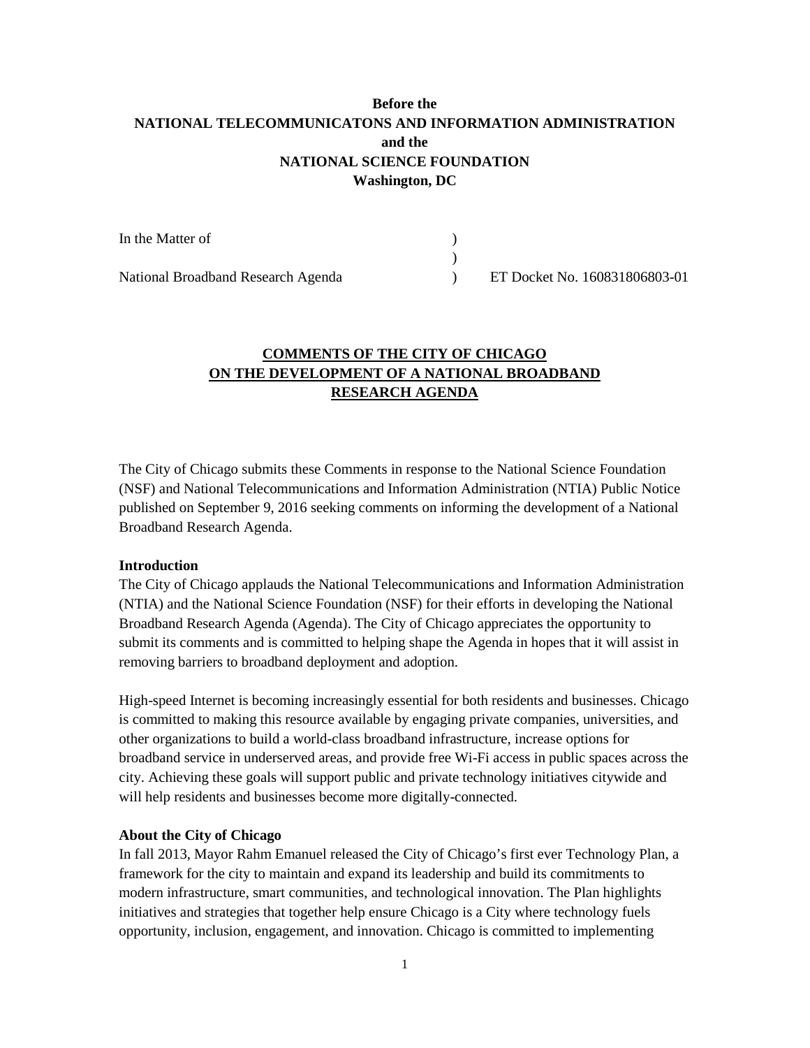**Before the**
**NATIONAL TELECOMMUNICATONS AND INFORMATION ADMINISTRATION**
**and the**
**NATIONAL SCIENCE FOUNDATION**
**Washington, DC**

In the Matter of )
)
National Broadband Research Agenda ) ET Docket No. 160831806803-01

**COMMENTS OF THE CITY OF CHICAGO ON THE DEVELOPMENT OF A NATIONAL BROADBAND RESEARCH AGENDA**

The City of Chicago submits these Comments in response to the National Science Foundation (NSF) and National Telecommunications and Information Administration (NTIA) Public Notice published on September 9, 2016 seeking comments on informing the development of a National Broadband Research Agenda.

**Introduction**

The City of Chicago applauds the National Telecommunications and Information Administration (NTIA) and the National Science Foundation (NSF) for their efforts in developing the National Broadband Research Agenda (Agenda). The City of Chicago appreciates the opportunity to submit its comments and is committed to helping shape the Agenda in hopes that it will assist in removing barriers to broadband deployment and adoption.

High-speed Internet is becoming increasingly essential for both residents and businesses. Chicago is committed to making this resource available by engaging private companies, universities, and other organizations to build a world-class broadband infrastructure, increase options for broadband service in underserved areas, and provide free Wi-Fi access in public spaces across the city. Achieving these goals will support public and private technology initiatives citywide and will help residents and businesses become more digitally-connected.

**About the City of Chicago**

In fall 2013, Mayor Rahm Emanuel released the City of Chicago's first ever Technology Plan, a framework for the city to maintain and expand its leadership and build its commitments to modern infrastructure, smart communities, and technological innovation. The Plan highlights initiatives and strategies that together help ensure Chicago is a City where technology fuels opportunity, inclusion, engagement, and innovation. Chicago is committed to implementing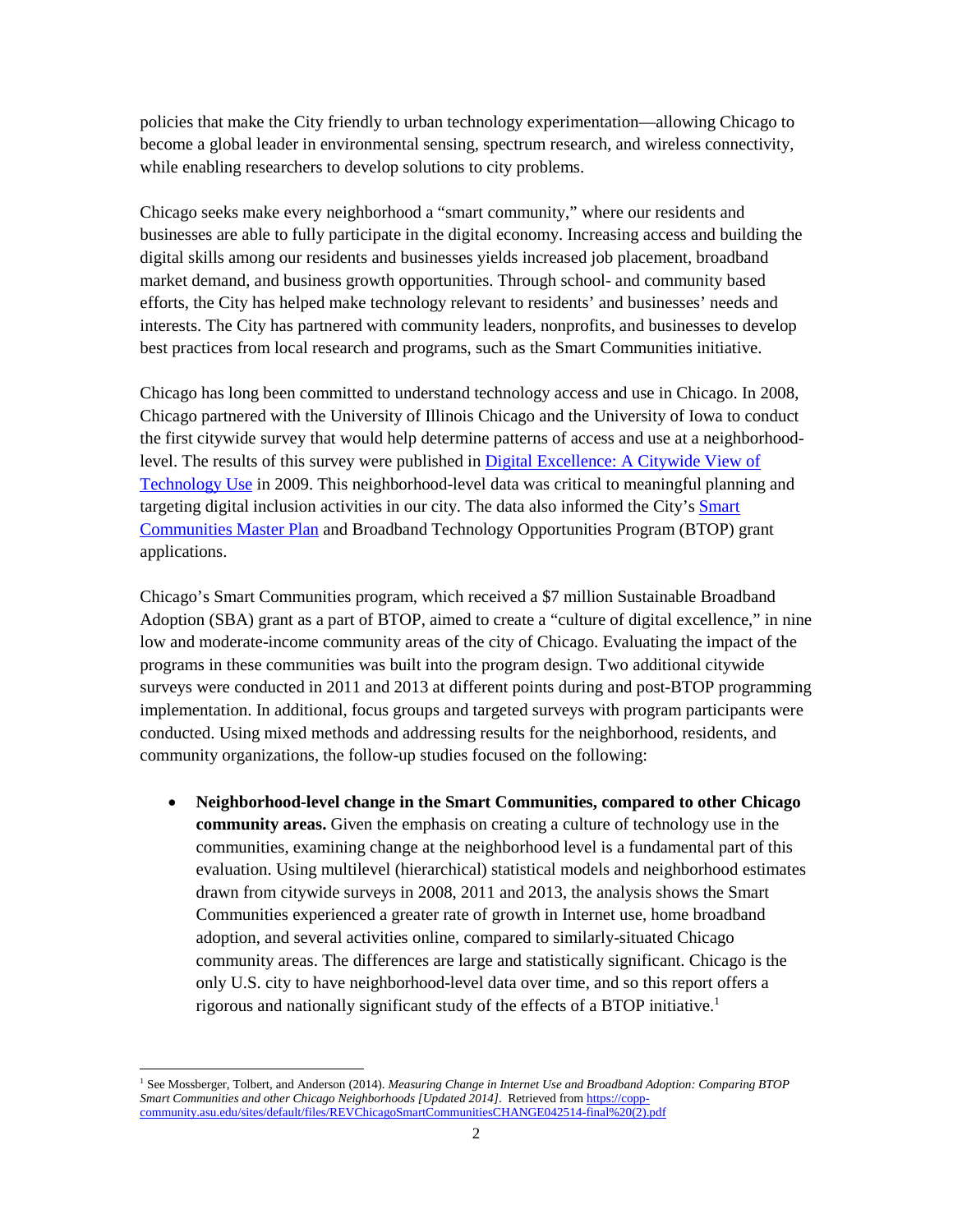policies that make the City friendly to urban technology experimentation—allowing Chicago to become a global leader in environmental sensing, spectrum research, and wireless connectivity, while enabling researchers to develop solutions to city problems.

Chicago seeks make every neighborhood a "smart community," where our residents and businesses are able to fully participate in the digital economy. Increasing access and building the digital skills among our residents and businesses yields increased job placement, broadband market demand, and business growth opportunities. Through school- and community based efforts, the City has helped make technology relevant to residents' and businesses' needs and interests. The City has partnered with community leaders, nonprofits, and businesses to develop best practices from local research and programs, such as the Smart Communities initiative.

Chicago has long been committed to understand technology access and use in Chicago. In 2008, Chicago partnered with the University of Illinois Chicago and the University of Iowa to conduct the first citywide survey that would help determine patterns of access and use at a neighborhood-level. The results of this survey were published in [Digital Excellence: A Citywide View of Technology Use] in 2009. This neighborhood-level data was critical to meaningful planning and targeting digital inclusion activities in our city. The data also informed the City's [Smart Communities Master Plan] and Broadband Technology Opportunities Program (BTOP) grant applications.

Chicago's Smart Communities program, which received a $7 million Sustainable Broadband Adoption (SBA) grant as a part of BTOP, aimed to create a "culture of digital excellence," in nine low and moderate-income community areas of the city of Chicago. Evaluating the impact of the programs in these communities was built into the program design. Two additional citywide surveys were conducted in 2011 and 2013 at different points during and post-BTOP programming implementation. In additional, focus groups and targeted surveys with program participants were conducted. Using mixed methods and addressing results for the neighborhood, residents, and community organizations, the follow-up studies focused on the following:

- **Neighborhood-level change in the Smart Communities, compared to other Chicago community areas.** Given the emphasis on creating a culture of technology use in the communities, examining change at the neighborhood level is a fundamental part of this evaluation. Using multilevel (hierarchical) statistical models and neighborhood estimates drawn from citywide surveys in 2008, 2011 and 2013, the analysis shows the Smart Communities experienced a greater rate of growth in Internet use, home broadband adoption, and several activities online, compared to similarly-situated Chicago community areas. The differences are large and statistically significant. Chicago is the only U.S. city to have neighborhood-level data over time, and so this report offers a rigorous and nationally significant study of the effects of a BTOP initiative.[1]

[1] See Mossberger, Tolbert, and Anderson (2014). *Measuring Change in Internet Use and Broadband Adoption: Comparing BTOP Smart Communities and other Chicago Neighborhoods [Updated 2014]*. Retrieved from https://copp-community.asu.edu/sites/default/files/REVChicagoSmartCommunitiesCHANGE042514-final%20(2).pdf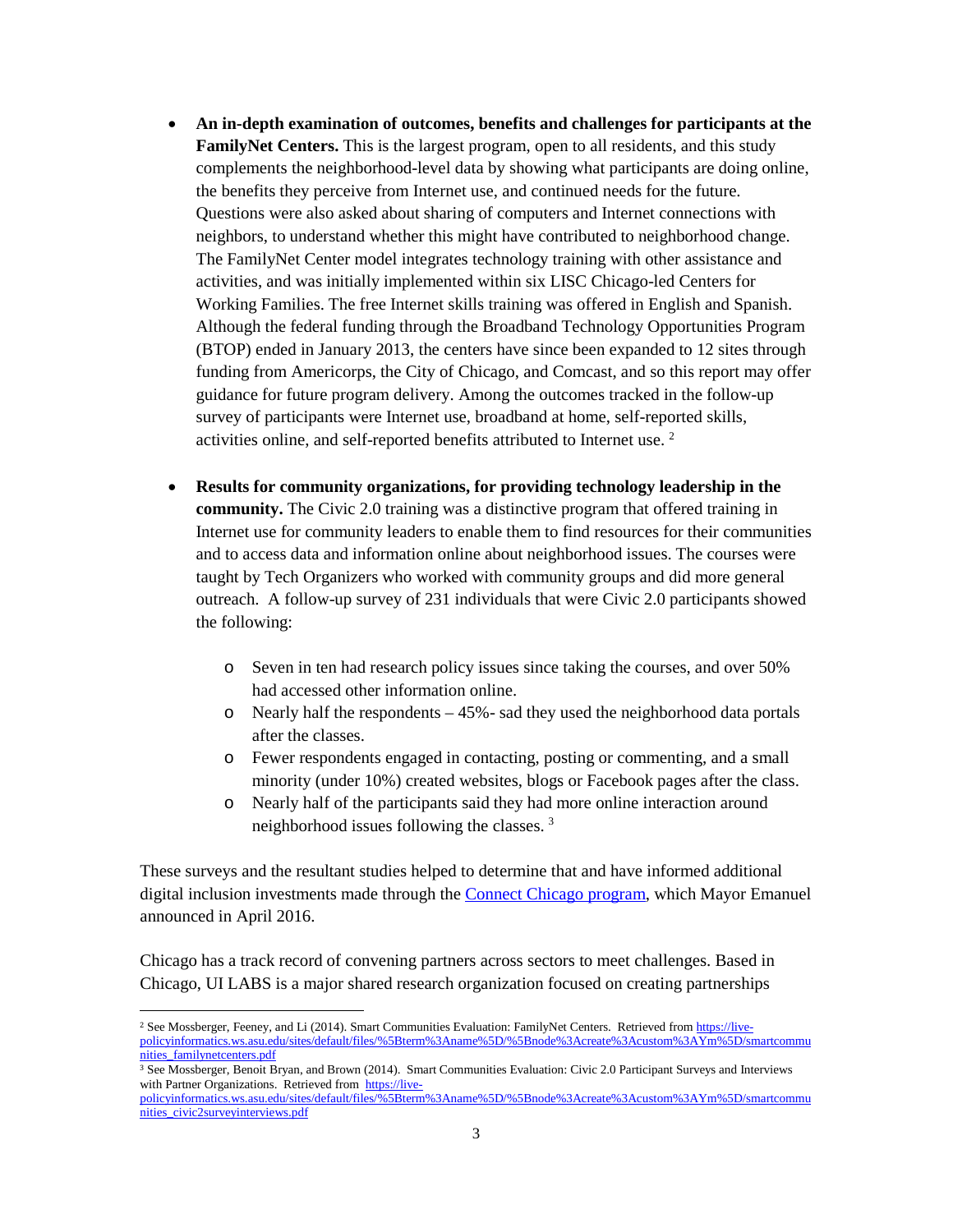- **An in-depth examination of outcomes, benefits and challenges for participants at the FamilyNet Centers.** This is the largest program, open to all residents, and this study complements the neighborhood-level data by showing what participants are doing online, the benefits they perceive from Internet use, and continued needs for the future. Questions were also asked about sharing of computers and Internet connections with neighbors, to understand whether this might have contributed to neighborhood change. The FamilyNet Center model integrates technology training with other assistance and activities, and was initially implemented within six LISC Chicago-led Centers for Working Families. The free Internet skills training was offered in English and Spanish. Although the federal funding through the Broadband Technology Opportunities Program (BTOP) ended in January 2013, the centers have since been expanded to 12 sites through funding from Americorps, the City of Chicago, and Comcast, and so this report may offer guidance for future program delivery. Among the outcomes tracked in the follow-up survey of participants were Internet use, broadband at home, self-reported skills, activities online, and self-reported benefits attributed to Internet use. [2]

- **Results for community organizations, for providing technology leadership in the community.** The Civic 2.0 training was a distinctive program that offered training in Internet use for community leaders to enable them to find resources for their communities and to access data and information online about neighborhood issues. The courses were taught by Tech Organizers who worked with community groups and did more general outreach. A follow-up survey of 231 individuals that were Civic 2.0 participants showed the following:
  - Seven in ten had research policy issues since taking the courses, and over 50% had accessed other information online.
  - Nearly half the respondents – 45%- sad they used the neighborhood data portals after the classes.
  - Fewer respondents engaged in contacting, posting or commenting, and a small minority (under 10%) created websites, blogs or Facebook pages after the class.
  - Nearly half of the participants said they had more online interaction around neighborhood issues following the classes. [3]

These surveys and the resultant studies helped to determine that and have informed additional digital inclusion investments made through the [Connect Chicago program](), which Mayor Emanuel announced in April 2016.

Chicago has a track record of convening partners across sectors to meet challenges. Based in Chicago, UI LABS is a major shared research organization focused on creating partnerships

---

[2] See Mossberger, Feeney, and Li (2014). Smart Communities Evaluation: FamilyNet Centers. Retrieved from https://live-policyinformatics.ws.asu.edu/sites/default/files/%5Bterm%3Aname%5D/%5Bnode%3Acreate%3Acustom%3AYm%5D/smartcommunities_familynetcenters.pdf

[3] See Mossberger, Benoit Bryan, and Brown (2014). Smart Communities Evaluation: Civic 2.0 Participant Surveys and Interviews with Partner Organizations. Retrieved from https://live-policyinformatics.ws.asu.edu/sites/default/files/%5Bterm%3Aname%5D/%5Bnode%3Acreate%3Acustom%3AYm%5D/smartcommunities_civic2surveyinterviews.pdf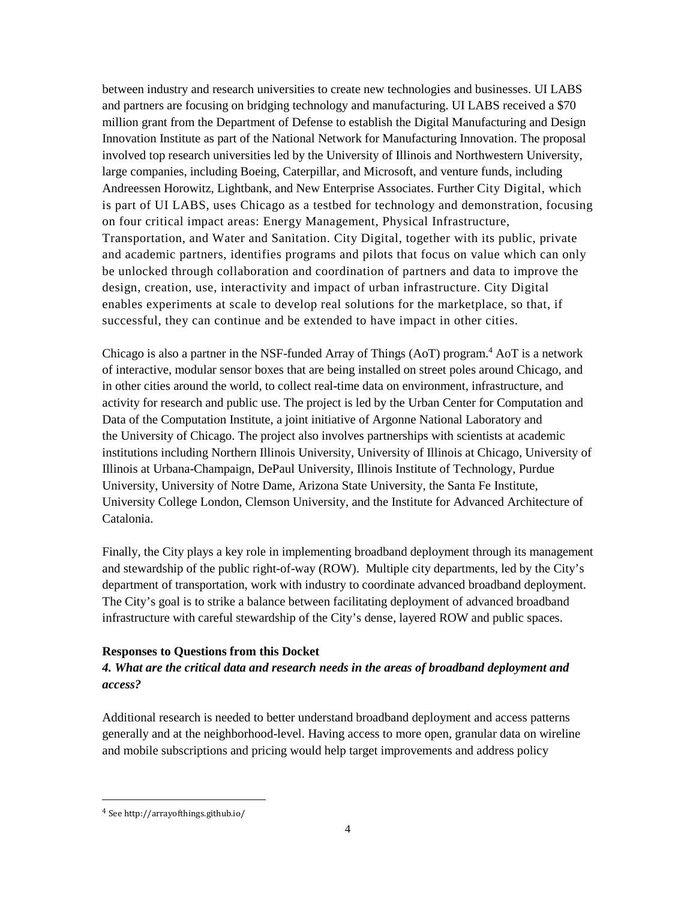between industry and research universities to create new technologies and businesses. UI LABS and partners are focusing on bridging technology and manufacturing. UI LABS received a $70 million grant from the Department of Defense to establish the Digital Manufacturing and Design Innovation Institute as part of the National Network for Manufacturing Innovation. The proposal involved top research universities led by the University of Illinois and Northwestern University, large companies, including Boeing, Caterpillar, and Microsoft, and venture funds, including Andreessen Horowitz, Lightbank, and New Enterprise Associates. Further City Digital, which is part of UI LABS, uses Chicago as a testbed for technology and demonstration, focusing on four critical impact areas: Energy Management, Physical Infrastructure, Transportation, and Water and Sanitation. City Digital, together with its public, private and academic partners, identifies programs and pilots that focus on value which can only be unlocked through collaboration and coordination of partners and data to improve the design, creation, use, interactivity and impact of urban infrastructure. City Digital enables experiments at scale to develop real solutions for the marketplace, so that, if successful, they can continue and be extended to have impact in other cities.

Chicago is also a partner in the NSF-funded Array of Things (AoT) program.[4] AoT is a network of interactive, modular sensor boxes that are being installed on street poles around Chicago, and in other cities around the world, to collect real-time data on environment, infrastructure, and activity for research and public use. The project is led by the Urban Center for Computation and Data of the Computation Institute, a joint initiative of Argonne National Laboratory and the University of Chicago. The project also involves partnerships with scientists at academic institutions including Northern Illinois University, University of Illinois at Chicago, University of Illinois at Urbana-Champaign, DePaul University, Illinois Institute of Technology, Purdue University, University of Notre Dame, Arizona State University, the Santa Fe Institute, University College London, Clemson University, and the Institute for Advanced Architecture of Catalonia.

Finally, the City plays a key role in implementing broadband deployment through its management and stewardship of the public right-of-way (ROW). Multiple city departments, led by the City's department of transportation, work with industry to coordinate advanced broadband deployment. The City's goal is to strike a balance between facilitating deployment of advanced broadband infrastructure with careful stewardship of the City's dense, layered ROW and public spaces.

**Responses to Questions from this Docket**

***4. What are the critical data and research needs in the areas of broadband deployment and access?***

Additional research is needed to better understand broadband deployment and access patterns generally and at the neighborhood-level. Having access to more open, granular data on wireline and mobile subscriptions and pricing would help target improvements and address policy

[4] See http://arrayofthings.github.io/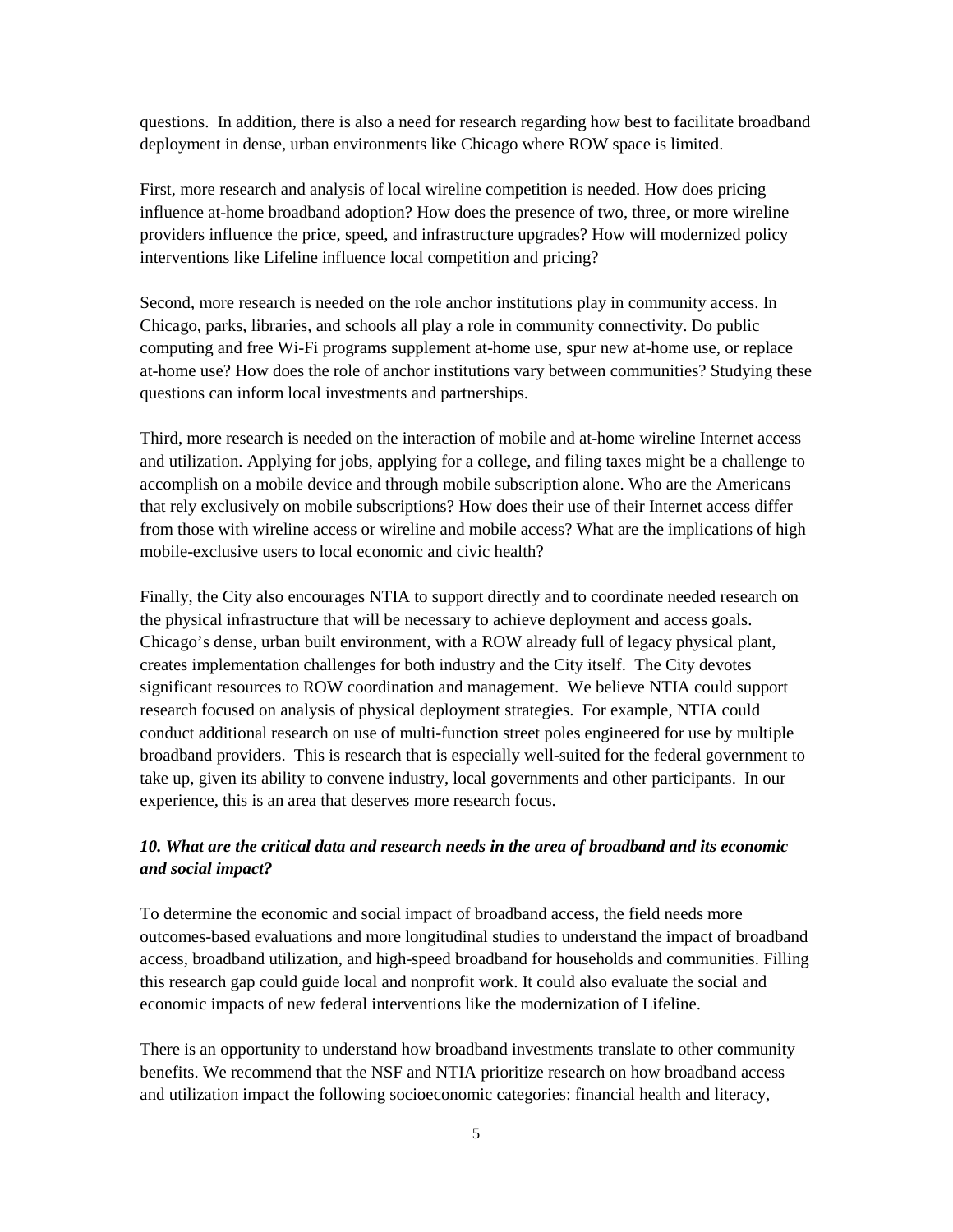questions. In addition, there is also a need for research regarding how best to facilitate broadband deployment in dense, urban environments like Chicago where ROW space is limited.

First, more research and analysis of local wireline competition is needed. How does pricing influence at-home broadband adoption? How does the presence of two, three, or more wireline providers influence the price, speed, and infrastructure upgrades? How will modernized policy interventions like Lifeline influence local competition and pricing?

Second, more research is needed on the role anchor institutions play in community access. In Chicago, parks, libraries, and schools all play a role in community connectivity. Do public computing and free Wi-Fi programs supplement at-home use, spur new at-home use, or replace at-home use? How does the role of anchor institutions vary between communities? Studying these questions can inform local investments and partnerships.

Third, more research is needed on the interaction of mobile and at-home wireline Internet access and utilization. Applying for jobs, applying for a college, and filing taxes might be a challenge to accomplish on a mobile device and through mobile subscription alone. Who are the Americans that rely exclusively on mobile subscriptions? How does their use of their Internet access differ from those with wireline access or wireline and mobile access? What are the implications of high mobile-exclusive users to local economic and civic health?

Finally, the City also encourages NTIA to support directly and to coordinate needed research on the physical infrastructure that will be necessary to achieve deployment and access goals. Chicago's dense, urban built environment, with a ROW already full of legacy physical plant, creates implementation challenges for both industry and the City itself. The City devotes significant resources to ROW coordination and management. We believe NTIA could support research focused on analysis of physical deployment strategies. For example, NTIA could conduct additional research on use of multi-function street poles engineered for use by multiple broadband providers. This is research that is especially well-suited for the federal government to take up, given its ability to convene industry, local governments and other participants. In our experience, this is an area that deserves more research focus.

***10. What are the critical data and research needs in the area of broadband and its economic and social impact?***

To determine the economic and social impact of broadband access, the field needs more outcomes-based evaluations and more longitudinal studies to understand the impact of broadband access, broadband utilization, and high-speed broadband for households and communities. Filling this research gap could guide local and nonprofit work. It could also evaluate the social and economic impacts of new federal interventions like the modernization of Lifeline.

There is an opportunity to understand how broadband investments translate to other community benefits. We recommend that the NSF and NTIA prioritize research on how broadband access and utilization impact the following socioeconomic categories: financial health and literacy,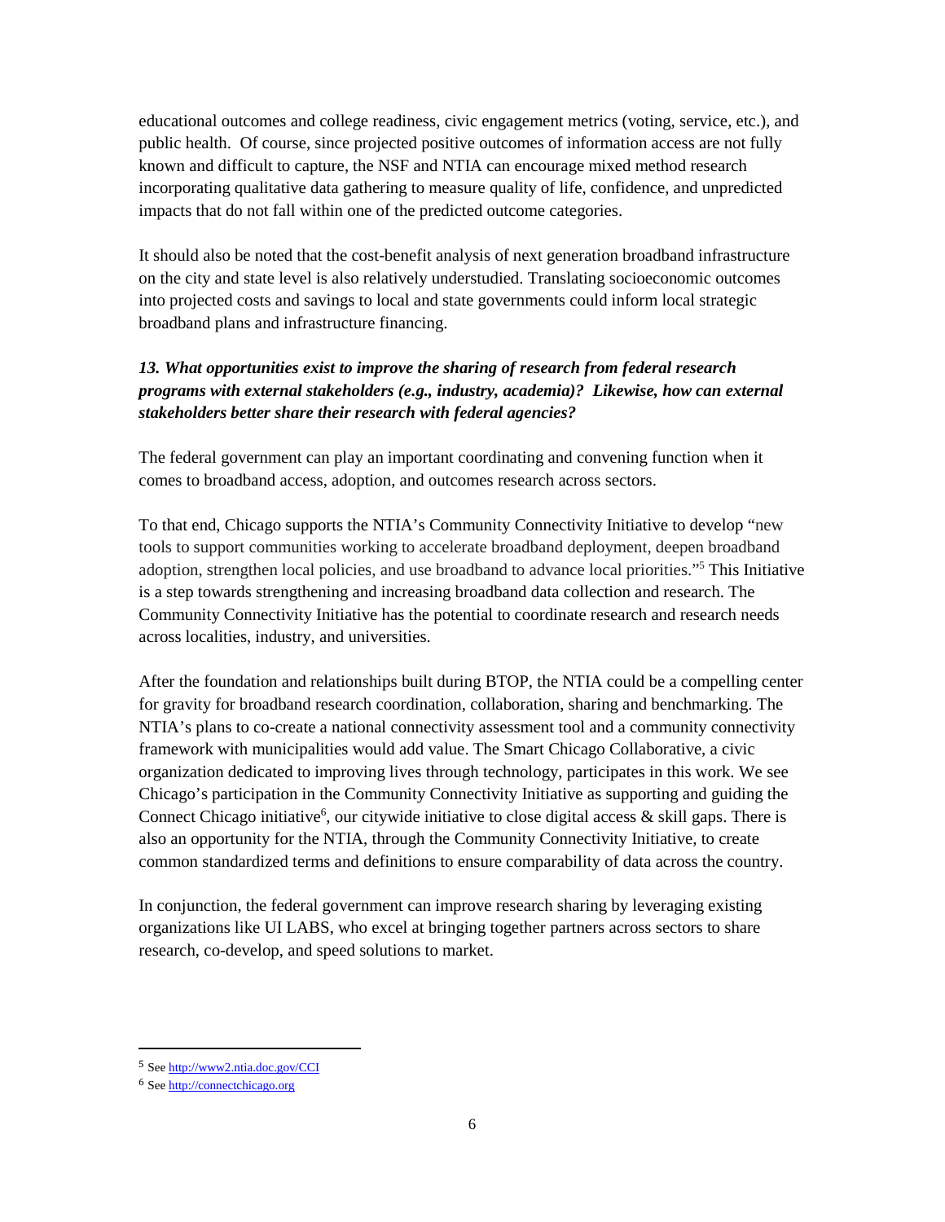educational outcomes and college readiness, civic engagement metrics (voting, service, etc.), and public health. Of course, since projected positive outcomes of information access are not fully known and difficult to capture, the NSF and NTIA can encourage mixed method research incorporating qualitative data gathering to measure quality of life, confidence, and unpredicted impacts that do not fall within one of the predicted outcome categories.

It should also be noted that the cost-benefit analysis of next generation broadband infrastructure on the city and state level is also relatively understudied. Translating socioeconomic outcomes into projected costs and savings to local and state governments could inform local strategic broadband plans and infrastructure financing.

***13. What opportunities exist to improve the sharing of research from federal research programs with external stakeholders (e.g., industry, academia)? Likewise, how can external stakeholders better share their research with federal agencies?***

The federal government can play an important coordinating and convening function when it comes to broadband access, adoption, and outcomes research across sectors.

To that end, Chicago supports the NTIA's Community Connectivity Initiative to develop "new tools to support communities working to accelerate broadband deployment, deepen broadband adoption, strengthen local policies, and use broadband to advance local priorities."[5] This Initiative is a step towards strengthening and increasing broadband data collection and research. The Community Connectivity Initiative has the potential to coordinate research and research needs across localities, industry, and universities.

After the foundation and relationships built during BTOP, the NTIA could be a compelling center for gravity for broadband research coordination, collaboration, sharing and benchmarking. The NTIA's plans to co-create a national connectivity assessment tool and a community connectivity framework with municipalities would add value. The Smart Chicago Collaborative, a civic organization dedicated to improving lives through technology, participates in this work. We see Chicago's participation in the Community Connectivity Initiative as supporting and guiding the Connect Chicago initiative[6], our citywide initiative to close digital access & skill gaps. There is also an opportunity for the NTIA, through the Community Connectivity Initiative, to create common standardized terms and definitions to ensure comparability of data across the country.

In conjunction, the federal government can improve research sharing by leveraging existing organizations like UI LABS, who excel at bringing together partners across sectors to share research, co-develop, and speed solutions to market.

---

[5] See http://www2.ntia.doc.gov/CCI

[6] See http://connectchicago.org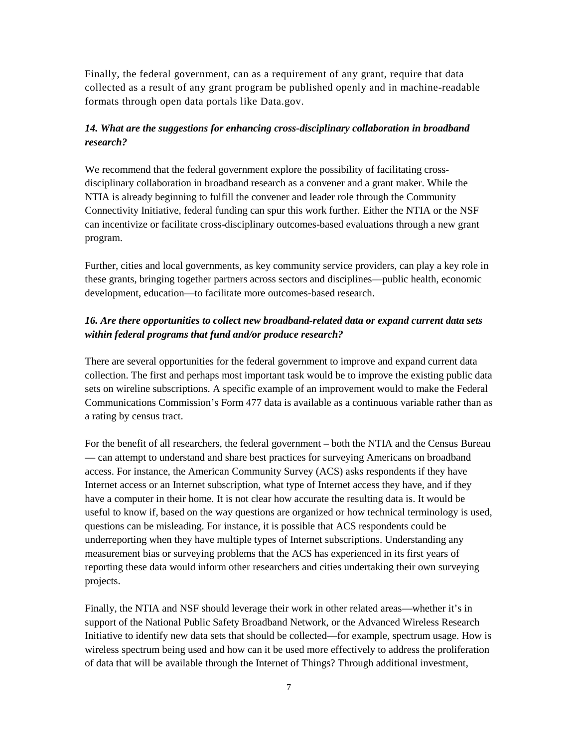Finally, the federal government, can as a requirement of any grant, require that data collected as a result of any grant program be published openly and in machine-readable formats through open data portals like Data.gov.

***14. What are the suggestions for enhancing cross-disciplinary collaboration in broadband research?***

We recommend that the federal government explore the possibility of facilitating cross-disciplinary collaboration in broadband research as a convener and a grant maker. While the NTIA is already beginning to fulfill the convener and leader role through the Community Connectivity Initiative, federal funding can spur this work further. Either the NTIA or the NSF can incentivize or facilitate cross-disciplinary outcomes-based evaluations through a new grant program.

Further, cities and local governments, as key community service providers, can play a key role in these grants, bringing together partners across sectors and disciplines—public health, economic development, education—to facilitate more outcomes-based research.

***16. Are there opportunities to collect new broadband-related data or expand current data sets within federal programs that fund and/or produce research?***

There are several opportunities for the federal government to improve and expand current data collection. The first and perhaps most important task would be to improve the existing public data sets on wireline subscriptions. A specific example of an improvement would to make the Federal Communications Commission's Form 477 data is available as a continuous variable rather than as a rating by census tract.

For the benefit of all researchers, the federal government – both the NTIA and the Census Bureau — can attempt to understand and share best practices for surveying Americans on broadband access. For instance, the American Community Survey (ACS) asks respondents if they have Internet access or an Internet subscription, what type of Internet access they have, and if they have a computer in their home. It is not clear how accurate the resulting data is. It would be useful to know if, based on the way questions are organized or how technical terminology is used, questions can be misleading. For instance, it is possible that ACS respondents could be underreporting when they have multiple types of Internet subscriptions. Understanding any measurement bias or surveying problems that the ACS has experienced in its first years of reporting these data would inform other researchers and cities undertaking their own surveying projects.

Finally, the NTIA and NSF should leverage their work in other related areas—whether it's in support of the National Public Safety Broadband Network, or the Advanced Wireless Research Initiative to identify new data sets that should be collected—for example, spectrum usage. How is wireless spectrum being used and how can it be used more effectively to address the proliferation of data that will be available through the Internet of Things? Through additional investment,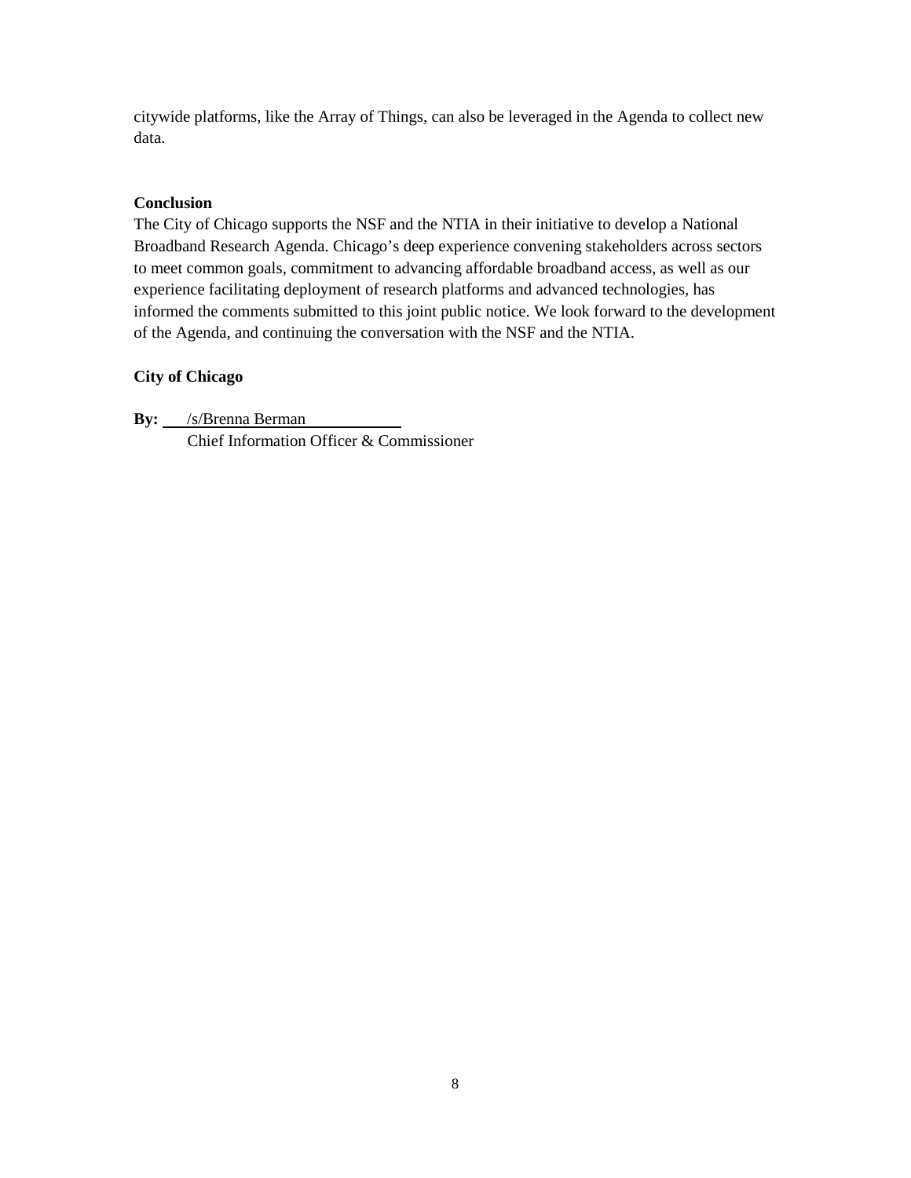citywide platforms, like the Array of Things, can also be leveraged in the Agenda to collect new data.

**Conclusion**

The City of Chicago supports the NSF and the NTIA in their initiative to develop a National Broadband Research Agenda. Chicago's deep experience convening stakeholders across sectors to meet common goals, commitment to advancing affordable broadband access, as well as our experience facilitating deployment of research platforms and advanced technologies, has informed the comments submitted to this joint public notice. We look forward to the development of the Agenda, and continuing the conversation with the NSF and the NTIA.

**City of Chicago**

**By:** /s/Brenna Berman

Chief Information Officer & Commissioner